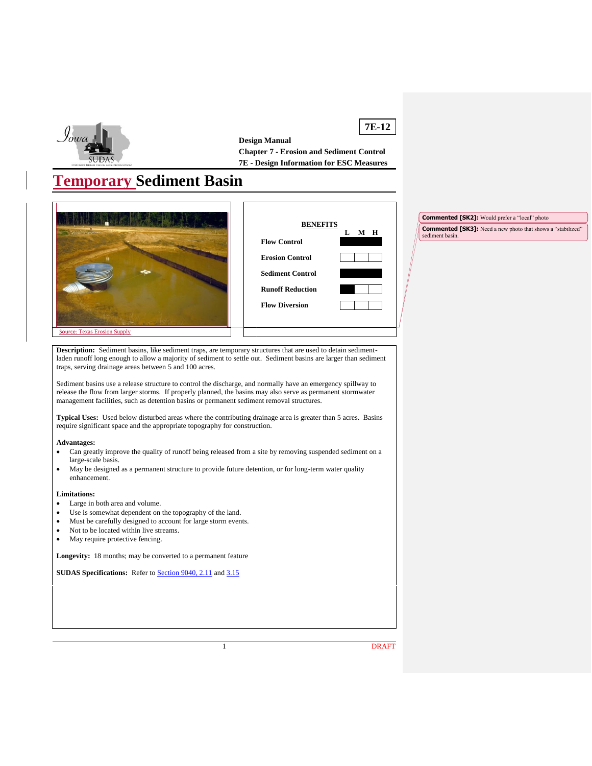**7E-12**

**Design Manual**
**Chapter 7 - Erosion and Sediment Control**
**7E - Design Information for ESC Measures**

# Temporary Sediment Basin

Source: Texas Erosion Supply

**BENEFITS**

| | L | M | H |
|---|---|---|---|
| **Flow Control** | ■ | ■ | ■ |
| **Erosion Control** | | | |
| **Sediment Control** | ■ | ■ | ■ |
| **Runoff Reduction** | ■ | | |
| **Flow Diversion** | | | |

**Description:** Sediment basins, like sediment traps, are temporary structures that are used to detain sediment-laden runoff long enough to allow a majority of sediment to settle out. Sediment basins are larger than sediment traps, serving drainage areas between 5 and 100 acres.

Sediment basins use a release structure to control the discharge, and normally have an emergency spillway to release the flow from larger storms. If properly planned, the basins may also serve as permanent stormwater management facilities, such as detention basins or permanent sediment removal structures.

**Typical Uses:** Used below disturbed areas where the contributing drainage area is greater than 5 acres. Basins require significant space and the appropriate topography for construction.

**Advantages:**

- Can greatly improve the quality of runoff being released from a site by removing suspended sediment on a large-scale basis.
- May be designed as a permanent structure to provide future detention, or for long-term water quality enhancement.

**Limitations:**

- Large in both area and volume.
- Use is somewhat dependent on the topography of the land.
- Must be carefully designed to account for large storm events.
- Not to be located within live streams.
- May require protective fencing.

**Longevity:** 18 months; may be converted to a permanent feature

**SUDAS Specifications:** Refer to Section 9040, 2.11 and 3.15

**Commented [SK2]:** Would prefer a "local" photo

**Commented [SK3]:** Need a new photo that shows a "stabilized" sediment basin.

DRAFT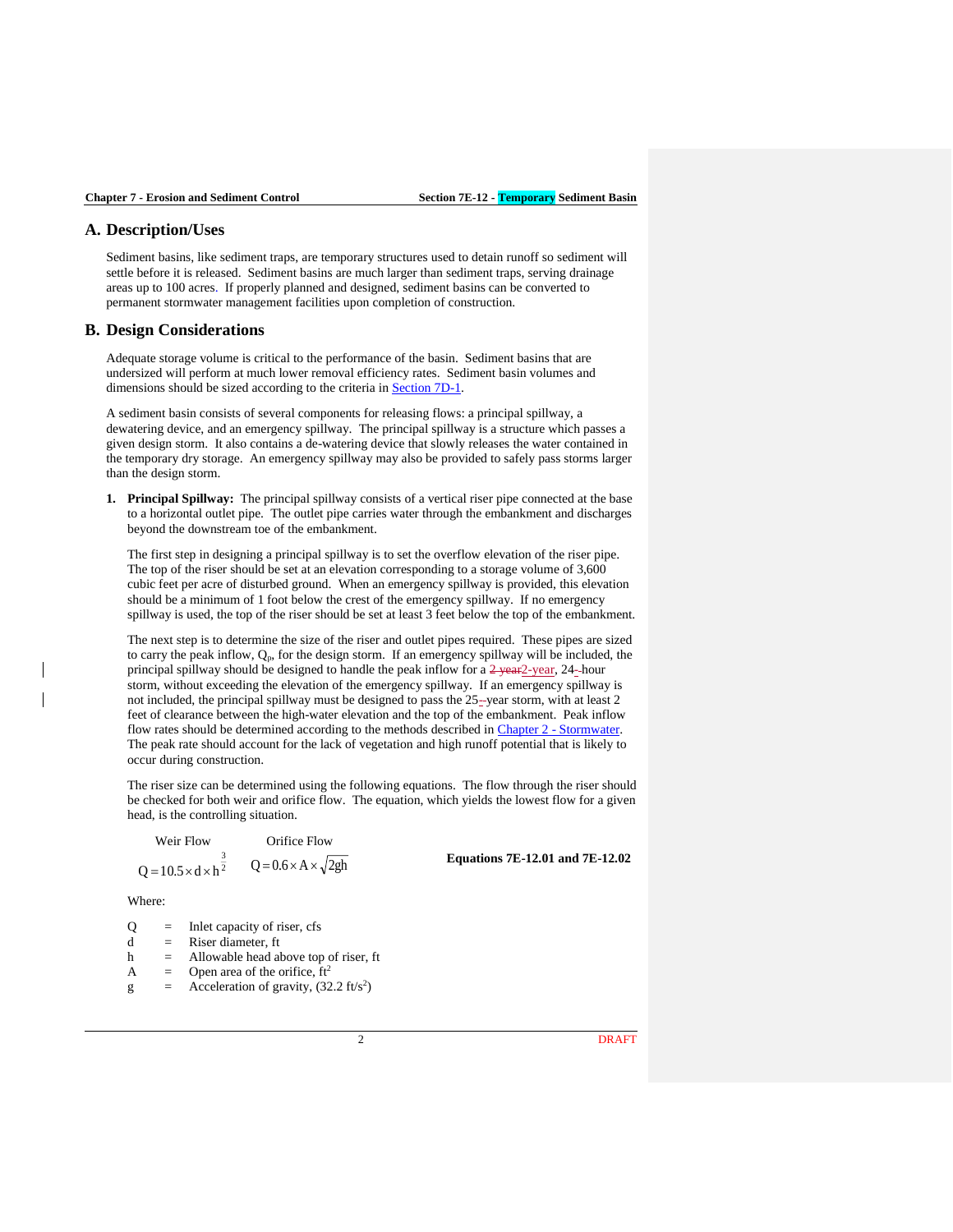## A. Description/Uses

Sediment basins, like sediment traps, are temporary structures used to detain runoff so sediment will settle before it is released. Sediment basins are much larger than sediment traps, serving drainage areas up to 100 acres. If properly planned and designed, sediment basins can be converted to permanent stormwater management facilities upon completion of construction.

## B. Design Considerations

Adequate storage volume is critical to the performance of the basin. Sediment basins that are undersized will perform at much lower removal efficiency rates. Sediment basin volumes and dimensions should be sized according to the criteria in Section 7D-1.

A sediment basin consists of several components for releasing flows: a principal spillway, a dewatering device, and an emergency spillway. The principal spillway is a structure which passes a given design storm. It also contains a de-watering device that slowly releases the water contained in the temporary dry storage. An emergency spillway may also be provided to safely pass storms larger than the design storm.

1. **Principal Spillway:** The principal spillway consists of a vertical riser pipe connected at the base to a horizontal outlet pipe. The outlet pipe carries water through the embankment and discharges beyond the downstream toe of the embankment.

   The first step in designing a principal spillway is to set the overflow elevation of the riser pipe. The top of the riser should be set at an elevation corresponding to a storage volume of 3,600 cubic feet per acre of disturbed ground. When an emergency spillway is provided, this elevation should be a minimum of 1 foot below the crest of the emergency spillway. If no emergency spillway is used, the top of the riser should be set at least 3 feet below the top of the embankment.

   The next step is to determine the size of the riser and outlet pipes required. These pipes are sized to carry the peak inflow, $Q_p$, for the design storm. If an emergency spillway will be included, the principal spillway should be designed to handle the peak inflow for a 2-year, 24-hour storm, without exceeding the elevation of the emergency spillway. If an emergency spillway is not included, the principal spillway must be designed to pass the 25-year storm, with at least 2 feet of clearance between the high-water elevation and the top of the embankment. Peak inflow flow rates should be determined according to the methods described in Chapter 2 - Stormwater. The peak rate should account for the lack of vegetation and high runoff potential that is likely to occur during construction.

   The riser size can be determined using the following equations. The flow through the riser should be checked for both weir and orifice flow. The equation, which yields the lowest flow for a given head, is the controlling situation.

   Weir Flow: $$Q = 10.5 \times d \times h^{\frac{3}{2}}$$

   Orifice Flow: $$Q = 0.6 \times A \times \sqrt{2gh}$$

   **Equations 7E-12.01 and 7E-12.02**

   Where:

   $Q$ = Inlet capacity of riser, cfs
   $d$ = Riser diameter, ft
   $h$ = Allowable head above top of riser, ft
   $A$ = Open area of the orifice, $ft^2$
   $g$ = Acceleration of gravity, (32.2 $ft/s^2$)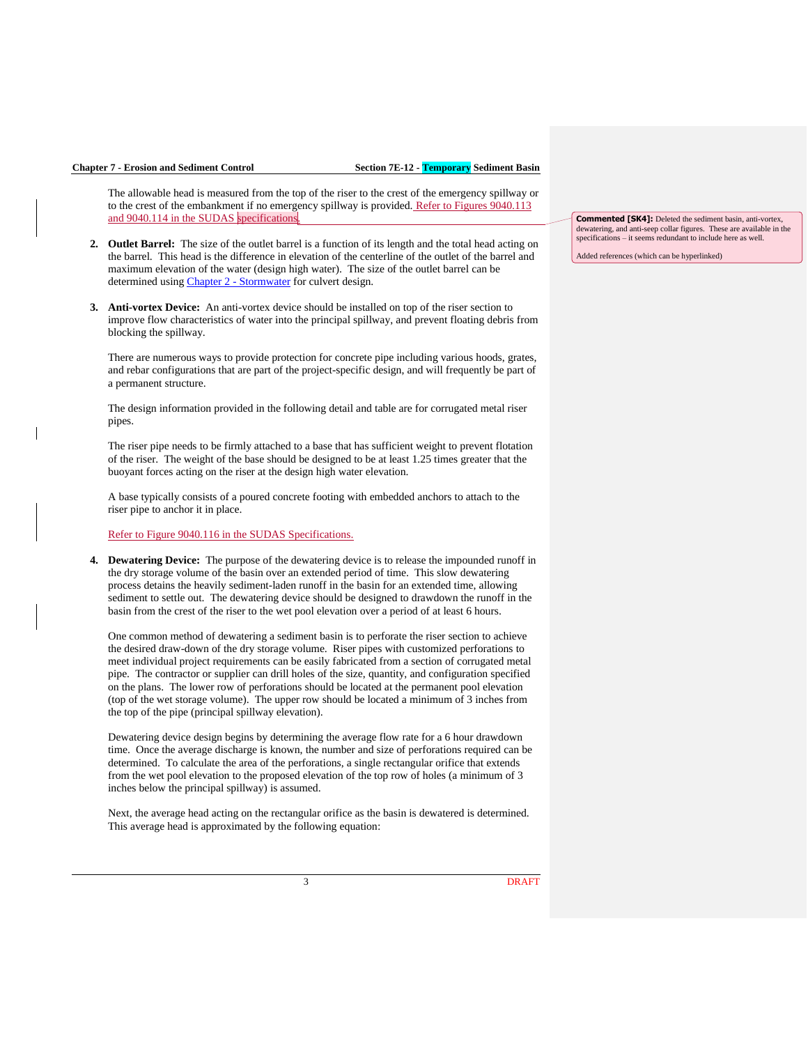The allowable head is measured from the top of the riser to the crest of the emergency spillway or to the crest of the embankment if no emergency spillway is provided. Refer to Figures 9040.113 and 9040.114 in the SUDAS specifications.

**Commented [SK4]:** Deleted the sediment basin, anti-vortex, dewatering, and anti-seep collar figures. These are available in the specifications – it seems redundant to include here as well.

Added references (which can be hyperlinked)

2. **Outlet Barrel:** The size of the outlet barrel is a function of its length and the total head acting on the barrel. This head is the difference in elevation of the centerline of the outlet of the barrel and maximum elevation of the water (design high water). The size of the outlet barrel can be determined using Chapter 2 - Stormwater for culvert design.

3. **Anti-vortex Device:** An anti-vortex device should be installed on top of the riser section to improve flow characteristics of water into the principal spillway, and prevent floating debris from blocking the spillway.

   There are numerous ways to provide protection for concrete pipe including various hoods, grates, and rebar configurations that are part of the project-specific design, and will frequently be part of a permanent structure.

   The design information provided in the following detail and table are for corrugated metal riser pipes.

   The riser pipe needs to be firmly attached to a base that has sufficient weight to prevent flotation of the riser. The weight of the base should be designed to be at least 1.25 times greater that the buoyant forces acting on the riser at the design high water elevation.

   A base typically consists of a poured concrete footing with embedded anchors to attach to the riser pipe to anchor it in place.

   Refer to Figure 9040.116 in the SUDAS Specifications.

4. **Dewatering Device:** The purpose of the dewatering device is to release the impounded runoff in the dry storage volume of the basin over an extended period of time. This slow dewatering process detains the heavily sediment-laden runoff in the basin for an extended time, allowing sediment to settle out. The dewatering device should be designed to drawdown the runoff in the basin from the crest of the riser to the wet pool elevation over a period of at least 6 hours.

   One common method of dewatering a sediment basin is to perforate the riser section to achieve the desired draw-down of the dry storage volume. Riser pipes with customized perforations to meet individual project requirements can be easily fabricated from a section of corrugated metal pipe. The contractor or supplier can drill holes of the size, quantity, and configuration specified on the plans. The lower row of perforations should be located at the permanent pool elevation (top of the wet storage volume). The upper row should be located a minimum of 3 inches from the top of the pipe (principal spillway elevation).

   Dewatering device design begins by determining the average flow rate for a 6 hour drawdown time. Once the average discharge is known, the number and size of perforations required can be determined. To calculate the area of the perforations, a single rectangular orifice that extends from the wet pool elevation to the proposed elevation of the top row of holes (a minimum of 3 inches below the principal spillway) is assumed.

   Next, the average head acting on the rectangular orifice as the basin is dewatered is determined. This average head is approximated by the following equation: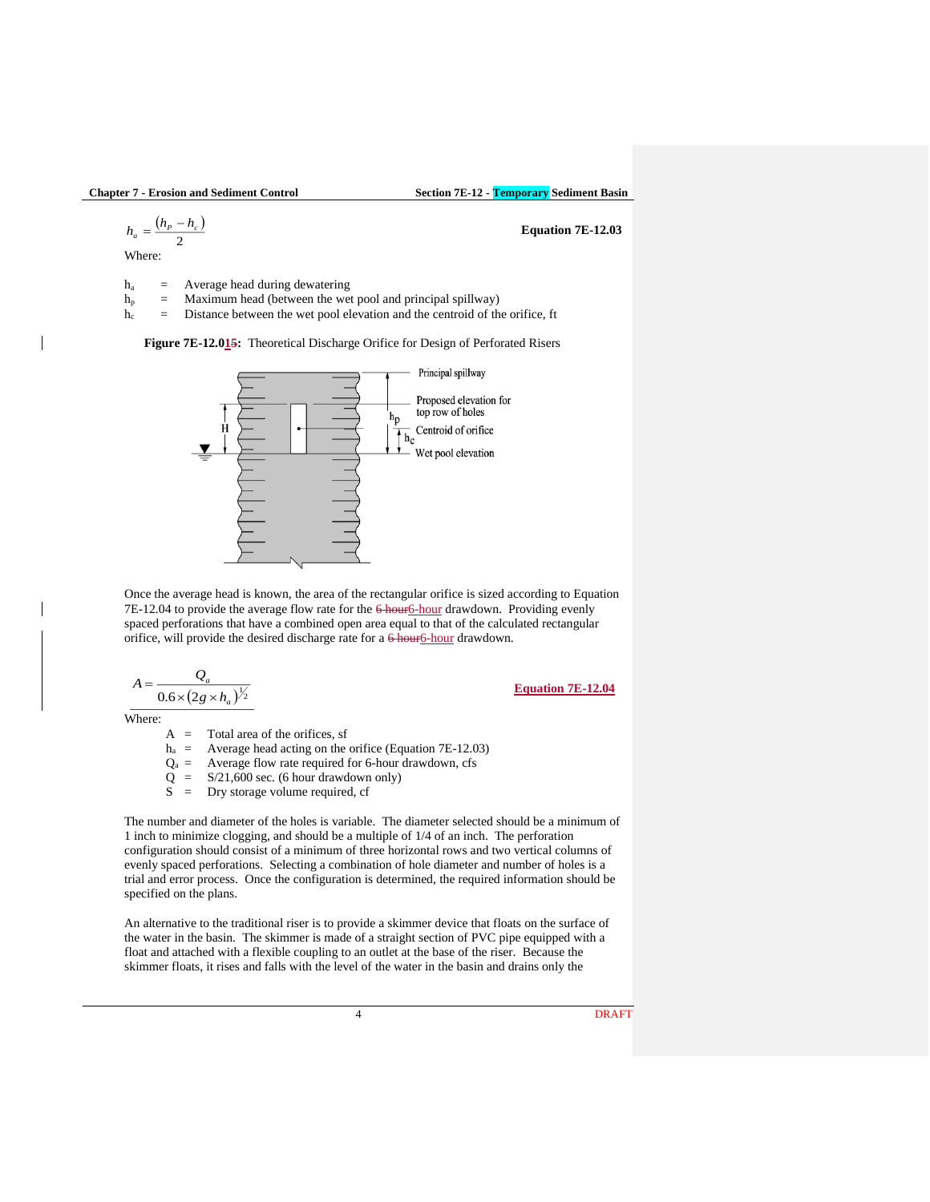$$h_a = \frac{(h_p - h_c)}{2}$$ **Equation 7E-12.03**

Where:

| | | |
|---|---|---|
| $h_a$ | = | Average head during dewatering |
| $h_p$ | = | Maximum head (between the wet pool and principal spillway) |
| $h_c$ | = | Distance between the wet pool elevation and the centroid of the orifice, ft |

**Figure 7E-12.015:** Theoretical Discharge Orifice for Design of Perforated Risers

Once the average head is known, the area of the rectangular orifice is sized according to Equation 7E-12.04 to provide the average flow rate for the 6 hour6-hour drawdown. Providing evenly spaced perforations that have a combined open area equal to that of the calculated rectangular orifice, will provide the desired discharge rate for a 6 hour6-hour drawdown.

$$A = \frac{Q_a}{0.6 \times (2g \times h_a)^{1/2}}$$ **Equation 7E-12.04**

Where:

| | | |
|---|---|---|
| A | = | Total area of the orifices, sf |
| $h_a$ | = | Average head acting on the orifice (Equation 7E-12.03) |
| $Q_a$ | = | Average flow rate required for 6-hour drawdown, cfs |
| Q | = | S/21,600 sec. (6 hour drawdown only) |
| S | = | Dry storage volume required, cf |

The number and diameter of the holes is variable. The diameter selected should be a minimum of 1 inch to minimize clogging, and should be a multiple of 1/4 of an inch. The perforation configuration should consist of a minimum of three horizontal rows and two vertical columns of evenly spaced perforations. Selecting a combination of hole diameter and number of holes is a trial and error process. Once the configuration is determined, the required information should be specified on the plans.

An alternative to the traditional riser is to provide a skimmer device that floats on the surface of the water in the basin. The skimmer is made of a straight section of PVC pipe equipped with a float and attached with a flexible coupling to an outlet at the base of the riser. Because the skimmer floats, it rises and falls with the level of the water in the basin and drains only the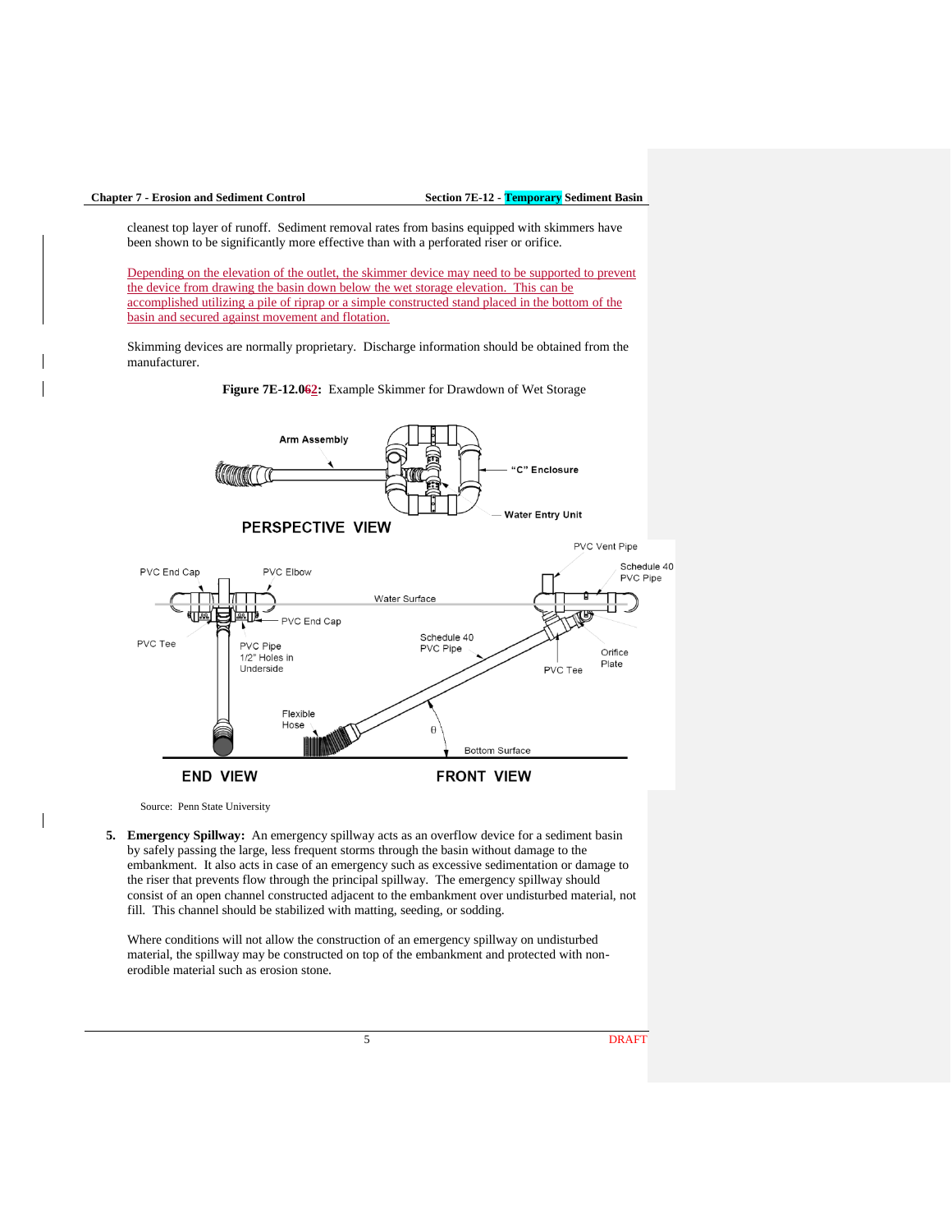cleanest top layer of runoff. Sediment removal rates from basins equipped with skimmers have been shown to be significantly more effective than with a perforated riser or orifice.

Depending on the elevation of the outlet, the skimmer device may need to be supported to prevent the device from drawing the basin down below the wet storage elevation. This can be accomplished utilizing a pile of riprap or a simple constructed stand placed in the bottom of the basin and secured against movement and flotation.

Skimming devices are normally proprietary. Discharge information should be obtained from the manufacturer.

**Figure 7E-12.0~~6~~2:** Example Skimmer for Drawdown of Wet Storage

Source: Penn State University

5. **Emergency Spillway:** An emergency spillway acts as an overflow device for a sediment basin by safely passing the large, less frequent storms through the basin without damage to the embankment. It also acts in case of an emergency such as excessive sedimentation or damage to the riser that prevents flow through the principal spillway. The emergency spillway should consist of an open channel constructed adjacent to the embankment over undisturbed material, not fill. This channel should be stabilized with matting, seeding, or sodding.

   Where conditions will not allow the construction of an emergency spillway on undisturbed material, the spillway may be constructed on top of the embankment and protected with non-erodible material such as erosion stone.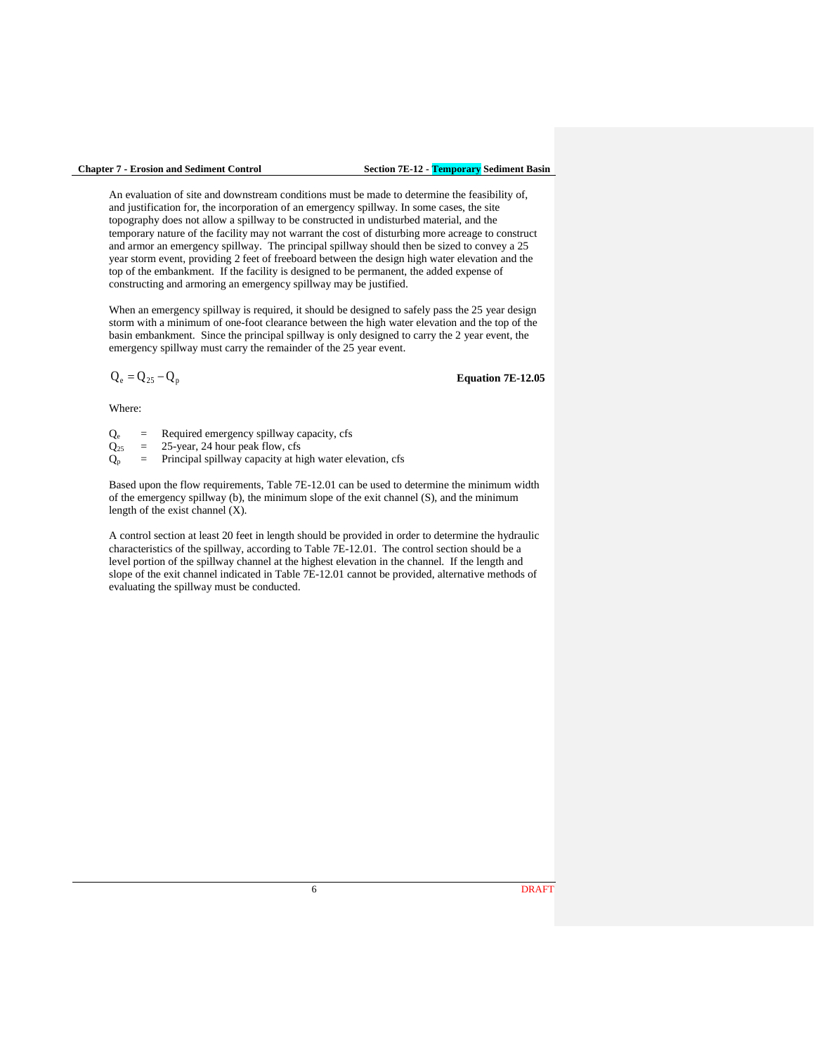An evaluation of site and downstream conditions must be made to determine the feasibility of, and justification for, the incorporation of an emergency spillway. In some cases, the site topography does not allow a spillway to be constructed in undisturbed material, and the temporary nature of the facility may not warrant the cost of disturbing more acreage to construct and armor an emergency spillway. The principal spillway should then be sized to convey a 25 year storm event, providing 2 feet of freeboard between the design high water elevation and the top of the embankment. If the facility is designed to be permanent, the added expense of constructing and armoring an emergency spillway may be justified.

When an emergency spillway is required, it should be designed to safely pass the 25 year design storm with a minimum of one-foot clearance between the high water elevation and the top of the basin embankment. Since the principal spillway is only designed to carry the 2 year event, the emergency spillway must carry the remainder of the 25 year event.

$$Q_e = Q_{25} - Q_p$$

**Equation 7E-12.05**

Where:

$Q_e$ = Required emergency spillway capacity, cfs
$Q_{25}$ = 25-year, 24 hour peak flow, cfs
$Q_p$ = Principal spillway capacity at high water elevation, cfs

Based upon the flow requirements, Table 7E-12.01 can be used to determine the minimum width of the emergency spillway (b), the minimum slope of the exit channel (S), and the minimum length of the exist channel (X).

A control section at least 20 feet in length should be provided in order to determine the hydraulic characteristics of the spillway, according to Table 7E-12.01. The control section should be a level portion of the spillway channel at the highest elevation in the channel. If the length and slope of the exit channel indicated in Table 7E-12.01 cannot be provided, alternative methods of evaluating the spillway must be conducted.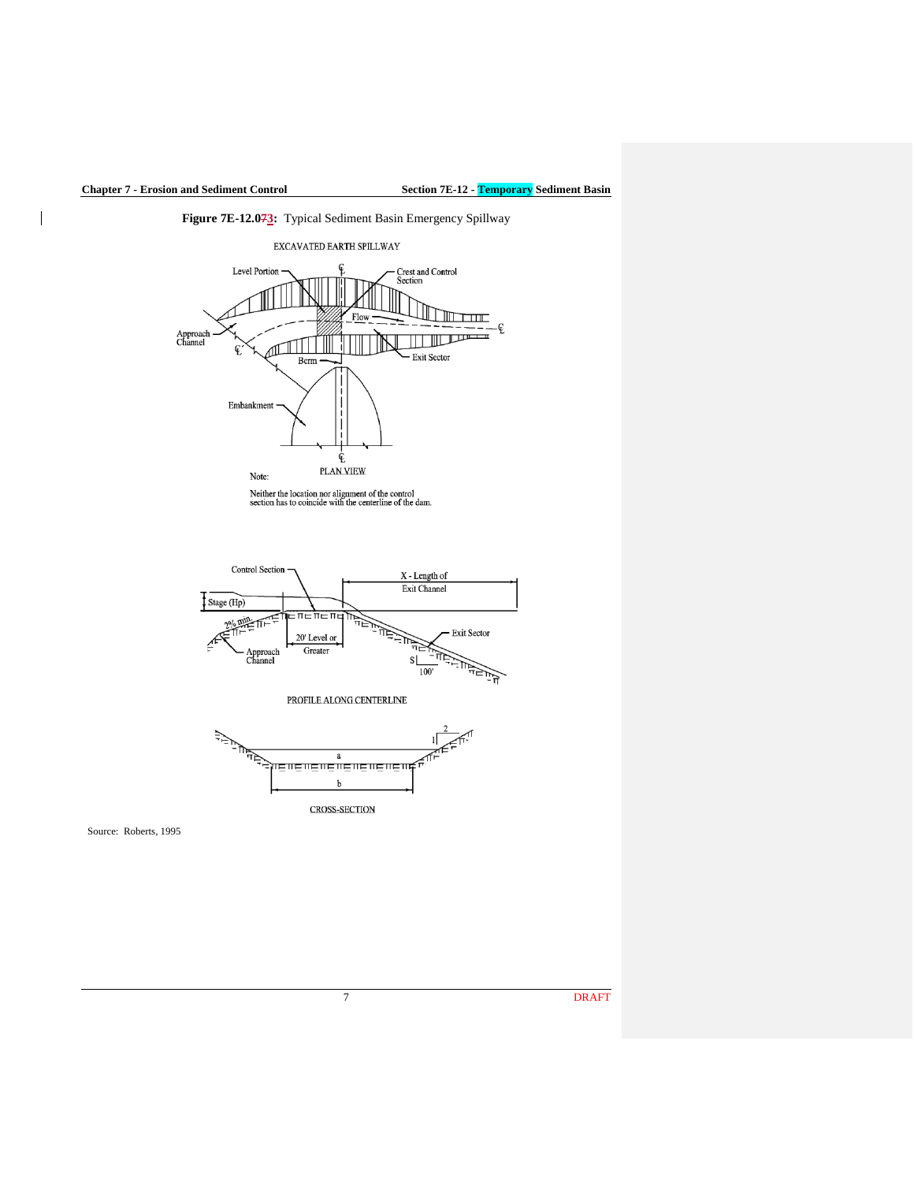**Figure 7E-12.073:** Typical Sediment Basin Emergency Spillway

EXCAVATED EARTH SPILLWAY

Level Portion

Crest and Control Section

Flow

Approach Channel

Berm

Exit Sector

Embankment

PLAN VIEW

Note:

Neither the location nor alignment of the control section has to coincide with the centerline of the dam.

Control Section

X - Length of Exit Channel

Stage (Hp)

2% min.

20' Level or Greater

Approach Channel

Exit Sector

S

100'

PROFILE ALONG CENTERLINE

a

b

2

1

CROSS-SECTION

Source: Roberts, 1995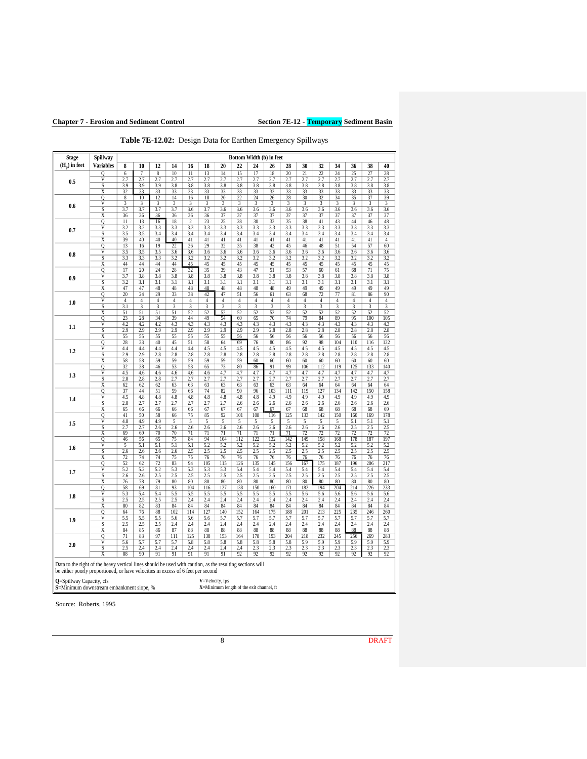**Table 7E-12.02:** Design Data for Earthen Emergency Spillways

| Stage ($H_p$) in feet | Spillway Variables | Bottom Width (b) in feet | | | | | | | | | | | | | | | | |
|---|---|---|---|---|---|---|---|---|---|---|---|---|---|---|---|---|---|---|
| | | 8 | 10 | 12 | 14 | 16 | 18 | 20 | 22 | 24 | 26 | 28 | 30 | 32 | 34 | 36 | 38 | 40 |
| 0.5 | Q | 6 | 7 | 8 | 10 | 11 | 13 | 14 | 15 | 17 | 18 | 20 | 21 | 22 | 24 | 25 | 27 | 28 |
| | V | 2.7 | 2.7 | 2.7 | 2.7 | 2.7 | 2.7 | 2.7 | 2.7 | 2.7 | 2.7 | 2.7 | 2.7 | 2.7 | 2.7 | 2.7 | 2.7 | 2.7 |
| | S | 3.9 | 3.9 | 3.9 | 3.8 | 3.8 | 3.8 | 3.8 | 3.8 | 3.8 | 3.8 | 3.8 | 3.8 | 3.8 | 3.8 | 3.8 | 3.8 | 3.8 |
| | X | 32 | 33 | 33 | 33 | 33 | 33 | 33 | 33 | 33 | 33 | 33 | 33 | 33 | 33 | 33 | 33 | 33 |
| 0.6 | Q | 8 | 10 | 12 | 14 | 16 | 18 | 20 | 22 | 24 | 26 | 28 | 30 | 32 | 34 | 35 | 37 | 39 |
| | V | 3 | 3 | 3 | 3 | 3 | 3 | 3 | 3 | 3 | 3 | 3 | 3 | 3 | 3 | 3 | 3 | 3 |
| | S | 3.7 | 3.7 | 3.7 | 3.7 | 3.6 | 3.7 | 3.6 | 3.6 | 3.6 | 3.6 | 3.6 | 3.6 | 3.6 | 3.6 | 3.6 | 3.6 | 3.6 |
| | X | 36 | 36 | 36 | 36 | 36 | 36 | 37 | 37 | 37 | 37 | 37 | 37 | 37 | 37 | 37 | 37 | 37 |
| 0.7 | Q | 11 | 13 | 16 | 18 | 2 | 23 | 25 | 28 | 30 | 33 | 35 | 38 | 41 | 43 | 44 | 46 | 48 |
| | V | 3.2 | 3.2 | 3.3 | 3.3 | 3.3 | 3.3 | 3.3 | 3.3 | 3.3 | 3.3 | 3.3 | 3.3 | 3.3 | 3.3 | 3.3 | 3.3 | 3.3 |
| | S | 3.5 | 3.5 | 3.4 | 3.4 | 3.4 | 3.4 | 3.4 | 3.4 | 3.4 | 3.4 | 3.4 | 3.4 | 3.4 | 3.4 | 3.4 | 3.4 | 3.4 |
| | X | 39 | 40 | 40 | 40 | 41 | 41 | 41 | 41 | 41 | 41 | 41 | 41 | 41 | 41 | 41 | 41 | 4 |
| 0.8 | Q | 13 | 16 | 19 | 22 | 26 | 29 | 32 | 35 | 38 | 42 | 45 | 46 | 48 | 51 | 54 | 57 | 60 |
| | V | 3.5 | 3.5 | 3.5 | 3.6 | 3.6 | 3.6 | 3.6 | 3.6 | 3.6 | 3.6 | 3.6 | 3.6 | 3.6 | 3.6 | 3.6 | 3.6 | 3.6 |
| | S | 3.3 | 3.3 | 3.3 | 3.2 | 3.2 | 3.2 | 3.2 | 3.2 | 3.2 | 3.2 | 3.2 | 3.2 | 3.2 | 3.2 | 3.2 | 3.2 | 3.2 |
| | X | 44 | 44 | 44 | 44 | 45 | 45 | 45 | 45 | 45 | 45 | 45 | 45 | 45 | 45 | 45 | 45 | 45 |
| 0.9 | Q | 17 | 20 | 24 | 28 | 32 | 35 | 39 | 43 | 47 | 51 | 53 | 57 | 60 | 61 | 68 | 71 | 75 |
| | V | 3.7 | 3.8 | 3.8 | 3.8 | 3.8 | 3.8 | 3.8 | 3.8 | 3.8 | 3.8 | 3.8 | 3.8 | 3.8 | 3.8 | 3.8 | 3.8 | 3.8 |
| | S | 3.2 | 3.1 | 3.1 | 3.1 | 3.1 | 3.1 | 3.1 | 3.1 | 3.1 | 3.1 | 3.1 | 3.1 | 3.1 | 3.1 | 3.1 | 3.1 | 3.1 |
| | X | 47 | 47 | 48 | 48 | 48 | 48 | 48 | 48 | 48 | 48 | 49 | 49 | 49 | 49 | 49 | 49 | 49 |
| 1.0 | Q | 20 | 24 | 29 | 33 | 38 | 42 | 47 | 51 | 56 | 61 | 63 | 68 | 72 | 77 | 81 | 86 | 90 |
| | V | 4 | 4 | 4 | 4 | 4 | 4 | 4 | 4 | 4 | 4 | 4 | 4 | 4 | 4 | 4 | 4 | 4 |
| | S | 3.1 | 3 | 3 | 3 | 3 | 3 | 3 | 3 | 3 | 3 | 3 | 3 | 3 | 3 | 3 | 3 | 3 |
| | X | 51 | 51 | 51 | 51 | 52 | 52 | 52 | 52 | 52 | 52 | 52 | 52 | 52 | 52 | 52 | 52 | 52 |
| 1.1 | Q | 23 | 28 | 34 | 39 | 44 | 49 | 54 | 60 | 65 | 70 | 74 | 79 | 84 | 89 | 95 | 100 | 105 |
| | V | 4.2 | 4.2 | 4.2 | 4.3 | 4.3 | 4.3 | 4.3 | 4.3 | 4.3 | 4.3 | 4.3 | 4.3 | 4.3 | 4.3 | 4.3 | 4.3 | 4.3 |
| | S | 2.9 | 2.9 | 2.9 | 2.9 | 2.9 | 2.9 | 2.9 | 2.9 | 2.9 | 2.8 | 2.8 | 2.8 | 2.8 | 2.8 | 2.8 | 2.8 | 2.8 |
| | X | 55 | 55 | 55 | 55 | 55 | 55 | 55 | 56 | 56 | 56 | 56 | 56 | 56 | 56 | 56 | 56 | 56 |
| 1.2 | Q | 28 | 33 | 40 | 45 | 51 | 58 | 64 | 69 | 76 | 80 | 86 | 92 | 98 | 104 | 110 | 116 | 122 |
| | V | 4.4 | 4.4 | 4.4 | 4.4 | 4.4 | 4.5 | 4.5 | 4.5 | 4.5 | 4.5 | 4.5 | 4.5 | 4.5 | 4.5 | 4.5 | 4.5 | 4.5 |
| | S | 2.9 | 2.9 | 2.8 | 2.8 | 2.8 | 2.8 | 2.8 | 2.8 | 2.8 | 2.8 | 2.8 | 2.8 | 2.8 | 2.8 | 2.8 | 2.8 | 2.8 |
| | X | 58 | 58 | 59 | 59 | 59 | 59 | 59 | 59 | 60 | 60 | 60 | 60 | 60 | 60 | 60 | 60 | 60 |
| 1.3 | Q | 32 | 38 | 46 | 53 | 58 | 65 | 73 | 80 | 86 | 91 | 99 | 106 | 112 | 119 | 125 | 133 | 140 |
| | V | 4.5 | 4.6 | 4.6 | 4.6 | 4.6 | 4.6 | 4.7 | 4.7 | 4.7 | 4.7 | 4.7 | 4.7 | 4.7 | 4.7 | 4.7 | 4.7 | 4.7 |
| | S | 2.8 | 2.8 | 2.8 | 2.7 | 2.7 | 2.7 | 2.7 | 2.7 | 2.7 | 2.7 | 2.7 | 2.7 | 2.7 | 2.7 | 2.7 | 2.7 | 2.7 |
| | X | 62 | 62 | 62 | 63 | 63 | 63 | 63 | 63 | 63 | 63 | 63 | 64 | 64 | 64 | 64 | 64 | 64 |
| 1.4 | Q | 37 | 44 | 51 | 59 | 66 | 74 | 82 | 90 | 96 | 103 | 111 | 119 | 127 | 134 | 142 | 150 | 158 |
| | V | 4.5 | 4.8 | 4.8 | 4.8 | 4.8 | 4.8 | 4.8 | 4.8 | 4.8 | 4.9 | 4.9 | 4.9 | 4.9 | 4.9 | 4.9 | 4.9 | 4.9 |
| | S | 2.8 | 2.7 | 2.7 | 2.7 | 2.7 | 2.7 | 2.7 | 2.6 | 2.6 | 2.6 | 2.6 | 2.6 | 2.6 | 2.6 | 2.6 | 2.6 | 2.6 |
| | X | 65 | 66 | 66 | 66 | 66 | 67 | 67 | 67 | 67 | 67 | 67 | 68 | 68 | 68 | 68 | 68 | 69 |
| 1.5 | Q | 41 | 50 | 58 | 66 | 75 | 85 | 92 | 101 | 108 | 116 | 125 | 133 | 142 | 150 | 160 | 169 | 178 |
| | V | 4.8 | 4.9 | 4.9 | 5 | 5 | 5 | 5 | 5 | 5 | 5 | 5 | 5 | 5 | 5 | 5.1 | 5.1 | 5.1 |
| | S | 2.7 | 2.7 | 2.6 | 2.6 | 2.6 | 2.6 | 2.6 | 2.6 | 2.6 | 2.6 | 2.6 | 2.6 | 2.6 | 2.6 | 2.5 | 2.5 | 2.5 |
| | X | 69 | 69 | 70 | 70 | 71 | 71 | 71 | 71 | 71 | 71 | 71 | 72 | 72 | 72 | 72 | 72 | 72 |
| 1.6 | Q | 46 | 56 | 65 | 75 | 84 | 94 | 104 | 112 | 122 | 132 | 142 | 149 | 158 | 168 | 178 | 187 | 197 |
| | V | 5 | 5.1 | 5.1 | 5.1 | 5.1 | 5.2 | 5.2 | 5.2 | 5.2 | 5.2 | 5.2 | 5.2 | 5.2 | 5.2 | 5.2 | 5.2 | 5.2 |
| | S | 2.6 | 2.6 | 2.6 | 2.6 | 2.5 | 2.5 | 2.5 | 2.5 | 2.5 | 2.5 | 2.5 | 2.5 | 2.5 | 2.5 | 2.5 | 2.5 | 2.5 |
| | X | 72 | 74 | 74 | 75 | 75 | 76 | 76 | 76 | 76 | 76 | 76 | 76 | 76 | 76 | 76 | 76 | 76 |
| 1.7 | Q | 52 | 62 | 72 | 83 | 94 | 105 | 115 | 126 | 135 | 145 | 156 | 167 | 175 | 187 | 196 | 206 | 217 |
| | V | 5.2 | 5.2 | 5.2 | 5.3 | 5.3 | 5.3 | 5.3 | 5.4 | 5.4 | 5.4 | 5.4 | 5.4 | 5.4 | 5.4 | 5.4 | 5.4 | 5.4 |
| | S | 2.6 | 2.6 | 2.5 | 2.5 | 2.5 | 2.5 | 2.5 | 2.5 | 2.5 | 2.5 | 2.5 | 2.5 | 2.5 | 2.5 | 2.5 | 2.5 | 2.5 |
| | X | 76 | 78 | 79 | 80 | 80 | 80 | 80 | 80 | 80 | 80 | 80 | 80 | 80 | 80 | 80 | 80 | 80 |
| 1.8 | Q | 58 | 69 | 81 | 93 | 104 | 116 | 127 | 138 | 150 | 160 | 171 | 182 | 194 | 204 | 214 | 226 | 233 |
| | V | 5.3 | 5.4 | 5.4 | 5.5 | 5.5 | 5.5 | 5.5 | 5.5 | 5.5 | 5.5 | 5.5 | 5.6 | 5.6 | 5.6 | 5.6 | 5.6 | 5.6 |
| | S | 2.5 | 2.5 | 2.5 | 2.5 | 2.4 | 2.4 | 2.4 | 2.4 | 2.4 | 2.4 | 2.4 | 2.4 | 2.4 | 2.4 | 2.4 | 2.4 | 2.4 |
| | X | 80 | 82 | 83 | 84 | 84 | 84 | 84 | 84 | 84 | 84 | 84 | 84 | 84 | 84 | 84 | 84 | 84 |
| 1.9 | Q | 64 | 76 | 88 | 102 | 114 | 127 | 140 | 152 | 164 | 175 | 188 | 201 | 213 | 225 | 235 | 246 | 260 |
| | V | 5.5 | 5.5 | 5.5 | 5.6 | 5.6 | 5.6 | 5.7 | 5.7 | 5.7 | 5.7 | 5.7 | 5.7 | 5.7 | 5.7 | 5.7 | 5.7 | 5.7 |
| | S | 2.5 | 2.5 | 2.5 | 2.4 | 2.4 | 2.4 | 2.4 | 2.4 | 2.4 | 2.4 | 2.4 | 2.4 | 2.4 | 2.4 | 2.4 | 2.4 | 2.4 |
| | X | 84 | 85 | 86 | 87 | 88 | 88 | 88 | 88 | 88 | 88 | 88 | 88 | 88 | 88 | 88 | 88 | 88 |
| 2.0 | Q | 71 | 83 | 97 | 111 | 125 | 138 | 153 | 164 | 178 | 193 | 204 | 218 | 232 | 245 | 256 | 269 | 283 |
| | V | 5.6 | 5.7 | 5.7 | 5.7 | 5.8 | 5.8 | 5.8 | 5.8 | 5.8 | 5.8 | 5.8 | 5.9 | 5.9 | 5.9 | 5.9 | 5.9 | 5.9 |
| | S | 2.5 | 2.4 | 2.4 | 2.4 | 2.4 | 2.4 | 2.4 | 2.4 | 2.3 | 2.3 | 2.3 | 2.3 | 2.3 | 2.3 | 2.3 | 2.3 | 2.3 |
| | X | 88 | 90 | 91 | 91 | 91 | 91 | 91 | 92 | 92 | 92 | 92 | 92 | 92 | 92 | 92 | 92 | 92 |

Data to the right of the heavy vertical lines should be used with caution, as the resulting sections will be either poorly proportioned, or have velocities in excess of 6 feet per second

**Q**=Spillway Capacity, cfs
**V**=Velocity, fps
**S**=Minimum downstream embankment slope, %
**X**=Minimum length of the exit channel, ft

Source: Roberts, 1995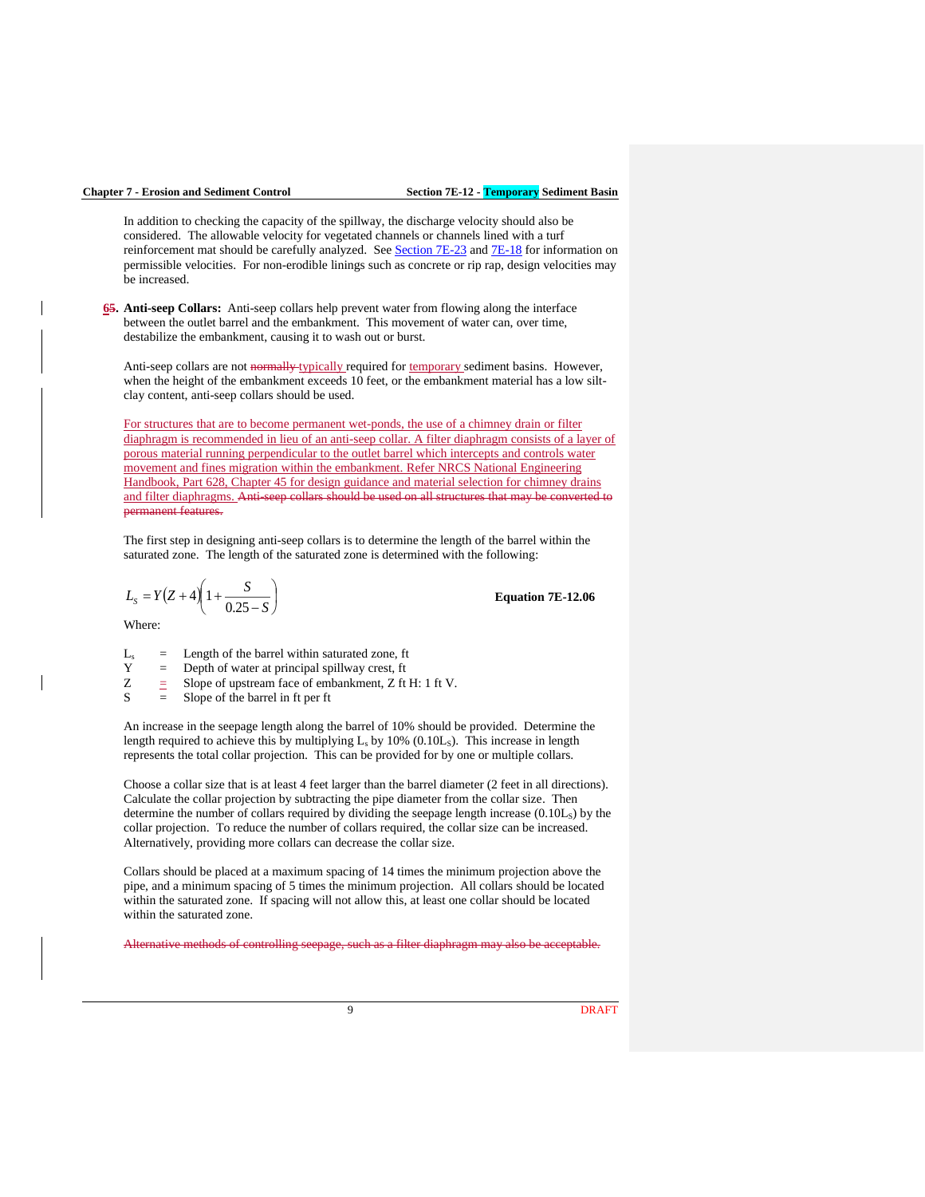In addition to checking the capacity of the spillway, the discharge velocity should also be considered. The allowable velocity for vegetated channels or channels lined with a turf reinforcement mat should be carefully analyzed. See Section 7E-23 and 7E-18 for information on permissible velocities. For non-erodible linings such as concrete or rip rap, design velocities may be increased.

**~~6~~5. Anti-seep Collars:** Anti-seep collars help prevent water from flowing along the interface between the outlet barrel and the embankment. This movement of water can, over time, destabilize the embankment, causing it to wash out or burst.

Anti-seep collars are not ~~normally~~ typically required for temporary sediment basins. However, when the height of the embankment exceeds 10 feet, or the embankment material has a low silt-clay content, anti-seep collars should be used.

For structures that are to become permanent wet-ponds, the use of a chimney drain or filter diaphragm is recommended in lieu of an anti-seep collar. A filter diaphragm consists of a layer of porous material running perpendicular to the outlet barrel which intercepts and controls water movement and fines migration within the embankment. Refer NRCS National Engineering Handbook, Part 628, Chapter 45 for design guidance and material selection for chimney drains and filter diaphragms. ~~Anti-seep collars should be used on all structures that may be converted to permanent features.~~

The first step in designing anti-seep collars is to determine the length of the barrel within the saturated zone. The length of the saturated zone is determined with the following:

$$L_S = Y(Z+4)\left(1+\frac{S}{0.25-S}\right) \qquad \textbf{Equation 7E-12.06}$$

Where:

$L_s$ = Length of the barrel within saturated zone, ft
$Y$ = Depth of water at principal spillway crest, ft
$Z$ = Slope of upstream face of embankment, Z ft H: 1 ft V.
$S$ = Slope of the barrel in ft per ft

An increase in the seepage length along the barrel of 10% should be provided. Determine the length required to achieve this by multiplying $L_s$ by 10% ($0.10L_S$). This increase in length represents the total collar projection. This can be provided for by one or multiple collars.

Choose a collar size that is at least 4 feet larger than the barrel diameter (2 feet in all directions). Calculate the collar projection by subtracting the pipe diameter from the collar size. Then determine the number of collars required by dividing the seepage length increase ($0.10L_S$) by the collar projection. To reduce the number of collars required, the collar size can be increased. Alternatively, providing more collars can decrease the collar size.

Collars should be placed at a maximum spacing of 14 times the minimum projection above the pipe, and a minimum spacing of 5 times the minimum projection. All collars should be located within the saturated zone. If spacing will not allow this, at least one collar should be located within the saturated zone.

~~Alternative methods of controlling seepage, such as a filter diaphragm may also be acceptable.~~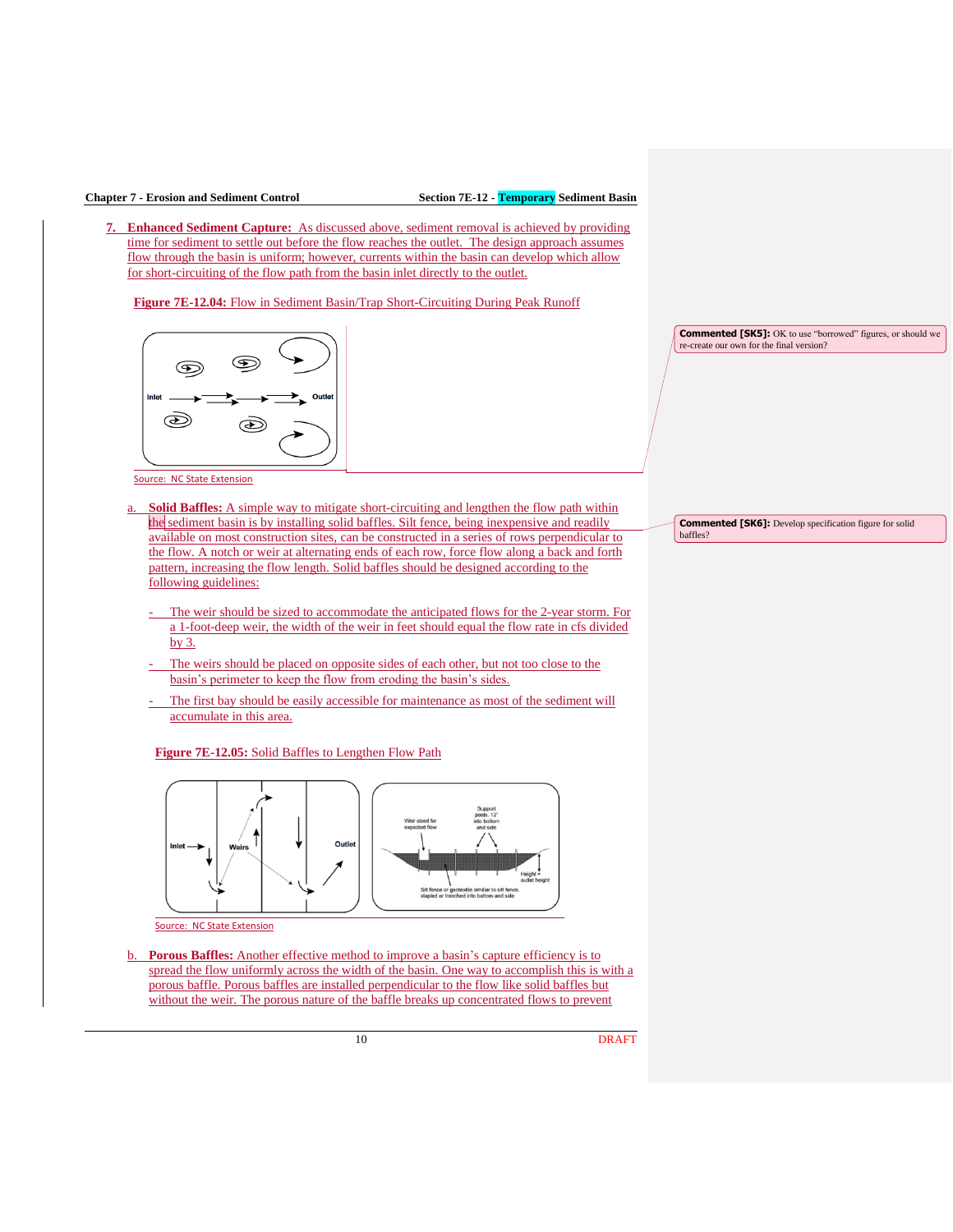7. **Enhanced Sediment Capture:** As discussed above, sediment removal is achieved by providing time for sediment to settle out before the flow reaches the outlet. The design approach assumes flow through the basin is uniform; however, currents within the basin can develop which allow for short-circuiting of the flow path from the basin inlet directly to the outlet.

**Figure 7E-12.04:** Flow in Sediment Basin/Trap Short-Circuiting During Peak Runoff

Source: NC State Extension

**Commented [SK5]:** OK to use "borrowed" figures, or should we re-create our own for the final version?

a. **Solid Baffles:** A simple way to mitigate short-circuiting and lengthen the flow path within the sediment basin is by installing solid baffles. Silt fence, being inexpensive and readily available on most construction sites, can be constructed in a series of rows perpendicular to the flow. A notch or weir at alternating ends of each row, force flow along a back and forth pattern, increasing the flow length. Solid baffles should be designed according to the following guidelines:

**Commented [SK6]:** Develop specification figure for solid baffles?

- The weir should be sized to accommodate the anticipated flows for the 2-year storm. For a 1-foot-deep weir, the width of the weir in feet should equal the flow rate in cfs divided by 3.
- The weirs should be placed on opposite sides of each other, but not too close to the basin's perimeter to keep the flow from eroding the basin's sides.
- The first bay should be easily accessible for maintenance as most of the sediment will accumulate in this area.

**Figure 7E-12.05:** Solid Baffles to Lengthen Flow Path

Source: NC State Extension

b. **Porous Baffles:** Another effective method to improve a basin's capture efficiency is to spread the flow uniformly across the width of the basin. One way to accomplish this is with a porous baffle. Porous baffles are installed perpendicular to the flow like solid baffles but without the weir. The porous nature of the baffle breaks up concentrated flows to prevent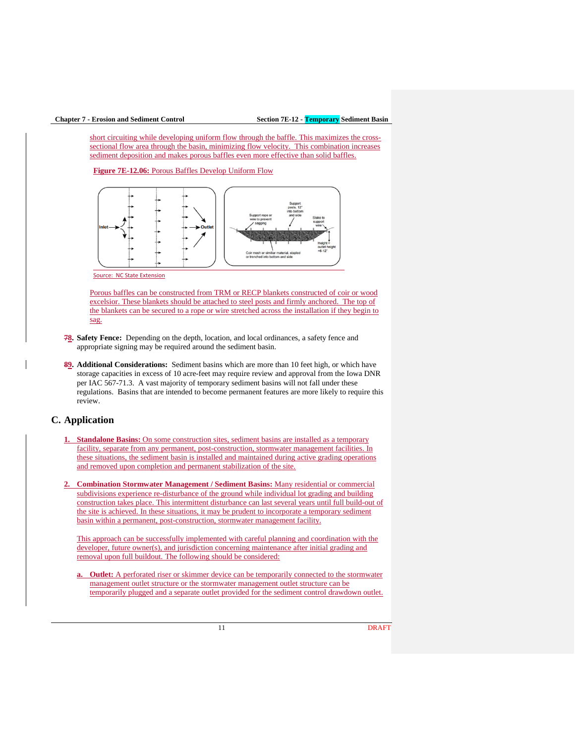short circuiting while developing uniform flow through the baffle. This maximizes the cross-sectional flow area through the basin, minimizing flow velocity. This combination increases sediment deposition and makes porous baffles even more effective than solid baffles.

**Figure 7E-12.06:** Porous Baffles Develop Uniform Flow

Source: NC State Extension

Porous baffles can be constructed from TRM or RECP blankets constructed of coir or wood excelsior. These blankets should be attached to steel posts and firmly anchored. The top of the blankets can be secured to a rope or wire stretched across the installation if they begin to sag.

~~7~~8. **Safety Fence:** Depending on the depth, location, and local ordinances, a safety fence and appropriate signing may be required around the sediment basin.

~~8~~9. **Additional Considerations:** Sediment basins which are more than 10 feet high, or which have storage capacities in excess of 10 acre-feet may require review and approval from the Iowa DNR per IAC 567-71.3. A vast majority of temporary sediment basins will not fall under these regulations. Basins that are intended to become permanent features are more likely to require this review.

## C. Application

1. **Standalone Basins:** On some construction sites, sediment basins are installed as a temporary facility, separate from any permanent, post-construction, stormwater management facilities. In these situations, the sediment basin is installed and maintained during active grading operations and removed upon completion and permanent stabilization of the site.

2. **Combination Stormwater Management / Sediment Basins:** Many residential or commercial subdivisions experience re-disturbance of the ground while individual lot grading and building construction takes place. This intermittent disturbance can last several years until full build-out of the site is achieved. In these situations, it may be prudent to incorporate a temporary sediment basin within a permanent, post-construction, stormwater management facility.

   This approach can be successfully implemented with careful planning and coordination with the developer, future owner(s), and jurisdiction concerning maintenance after initial grading and removal upon full buildout. The following should be considered:

   a. **Outlet:** A perforated riser or skimmer device can be temporarily connected to the stormwater management outlet structure or the stormwater management outlet structure can be temporarily plugged and a separate outlet provided for the sediment control drawdown outlet.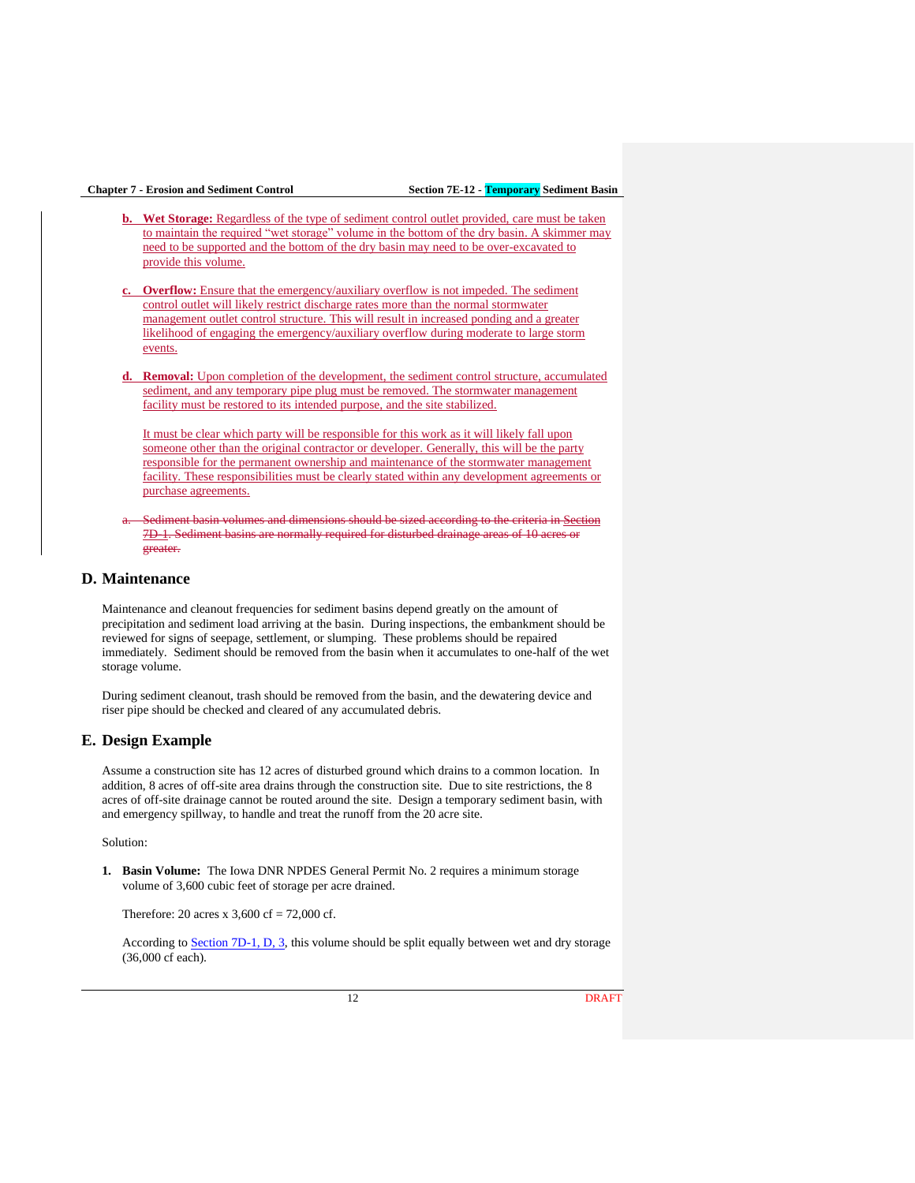**b. Wet Storage:** Regardless of the type of sediment control outlet provided, care must be taken to maintain the required "wet storage" volume in the bottom of the dry basin. A skimmer may need to be supported and the bottom of the dry basin may need to be over-excavated to provide this volume.

**c. Overflow:** Ensure that the emergency/auxiliary overflow is not impeded. The sediment control outlet will likely restrict discharge rates more than the normal stormwater management outlet control structure. This will result in increased ponding and a greater likelihood of engaging the emergency/auxiliary overflow during moderate to large storm events.

**d. Removal:** Upon completion of the development, the sediment control structure, accumulated sediment, and any temporary pipe plug must be removed. The stormwater management facility must be restored to its intended purpose, and the site stabilized.

It must be clear which party will be responsible for this work as it will likely fall upon someone other than the original contractor or developer. Generally, this will be the party responsible for the permanent ownership and maintenance of the stormwater management facility. These responsibilities must be clearly stated within any development agreements or purchase agreements.

~~a. Sediment basin volumes and dimensions should be sized according to the criteria in Section 7D-1. Sediment basins are normally required for disturbed drainage areas of 10 acres or greater.~~

## D. Maintenance

Maintenance and cleanout frequencies for sediment basins depend greatly on the amount of precipitation and sediment load arriving at the basin. During inspections, the embankment should be reviewed for signs of seepage, settlement, or slumping. These problems should be repaired immediately. Sediment should be removed from the basin when it accumulates to one-half of the wet storage volume.

During sediment cleanout, trash should be removed from the basin, and the dewatering device and riser pipe should be checked and cleared of any accumulated debris.

## E. Design Example

Assume a construction site has 12 acres of disturbed ground which drains to a common location. In addition, 8 acres of off-site area drains through the construction site. Due to site restrictions, the 8 acres of off-site drainage cannot be routed around the site. Design a temporary sediment basin, with and emergency spillway, to handle and treat the runoff from the 20 acre site.

Solution:

1. **Basin Volume:** The Iowa DNR NPDES General Permit No. 2 requires a minimum storage volume of 3,600 cubic feet of storage per acre drained.

   Therefore: 20 acres x 3,600 cf = 72,000 cf.

   According to Section 7D-1, D, 3, this volume should be split equally between wet and dry storage (36,000 cf each).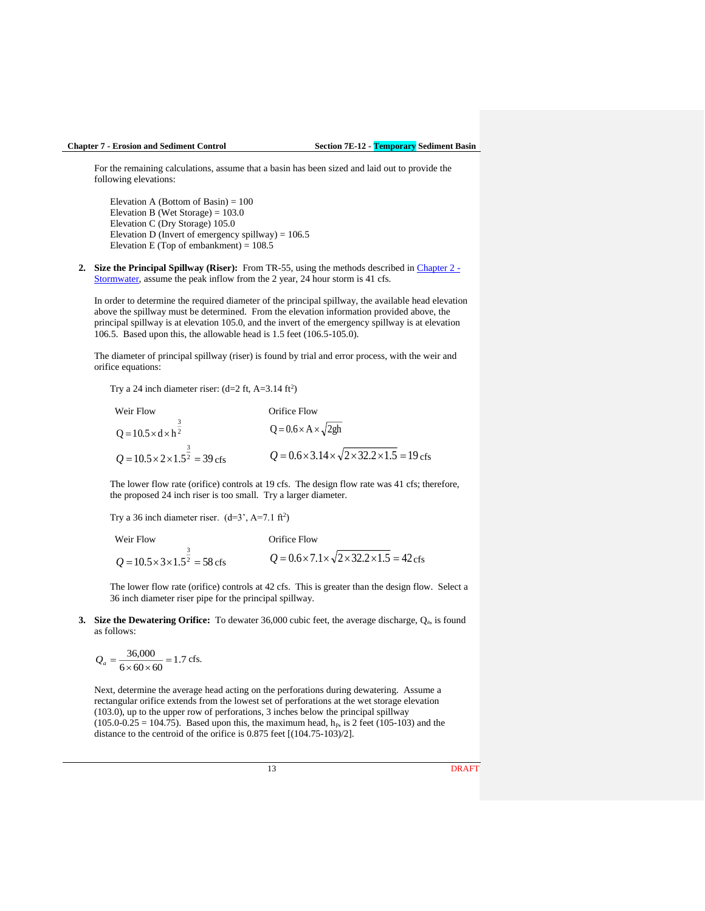For the remaining calculations, assume that a basin has been sized and laid out to provide the following elevations:

Elevation A (Bottom of Basin) = 100
Elevation B (Wet Storage) = 103.0
Elevation C (Dry Storage) 105.0
Elevation D (Invert of emergency spillway) = 106.5
Elevation E (Top of embankment) = 108.5

2. **Size the Principal Spillway (Riser):** From TR-55, using the methods described in Chapter 2 - Stormwater, assume the peak inflow from the 2 year, 24 hour storm is 41 cfs.

   In order to determine the required diameter of the principal spillway, the available head elevation above the spillway must be determined. From the elevation information provided above, the principal spillway is at elevation 105.0, and the invert of the emergency spillway is at elevation 106.5. Based upon this, the allowable head is 1.5 feet (106.5-105.0).

   The diameter of principal spillway (riser) is found by trial and error process, with the weir and orifice equations:

   Try a 24 inch diameter riser: (d=2 ft, A=3.14 ft$^2$)

   Weir Flow

   $$Q = 10.5 \times d \times h^{\frac{3}{2}}$$

   $$Q = 10.5 \times 2 \times 1.5^{\frac{3}{2}} = 39 \text{ cfs}$$

   Orifice Flow

   $$Q = 0.6 \times A \times \sqrt{2gh}$$

   $$Q = 0.6 \times 3.14 \times \sqrt{2 \times 32.2 \times 1.5} = 19 \text{ cfs}$$

   The lower flow rate (orifice) controls at 19 cfs. The design flow rate was 41 cfs; therefore, the proposed 24 inch riser is too small. Try a larger diameter.

   Try a 36 inch diameter riser. (d=3', A=7.1 ft$^2$)

   Weir Flow

   $$Q = 10.5 \times 3 \times 1.5^{\frac{3}{2}} = 58 \text{ cfs}$$

   Orifice Flow

   $$Q = 0.6 \times 7.1 \times \sqrt{2 \times 32.2 \times 1.5} = 42 \text{ cfs}$$

   The lower flow rate (orifice) controls at 42 cfs. This is greater than the design flow. Select a 36 inch diameter riser pipe for the principal spillway.

3. **Size the Dewatering Orifice:** To dewater 36,000 cubic feet, the average discharge, $Q_a$, is found as follows:

   $$Q_a = \frac{36{,}000}{6 \times 60 \times 60} = 1.7 \text{ cfs.}$$

   Next, determine the average head acting on the perforations during dewatering. Assume a rectangular orifice extends from the lowest set of perforations at the wet storage elevation (103.0), up to the upper row of perforations, 3 inches below the principal spillway (105.0-0.25 = 104.75). Based upon this, the maximum head, $h_p$, is 2 feet (105-103) and the distance to the centroid of the orifice is 0.875 feet [(104.75-103)/2].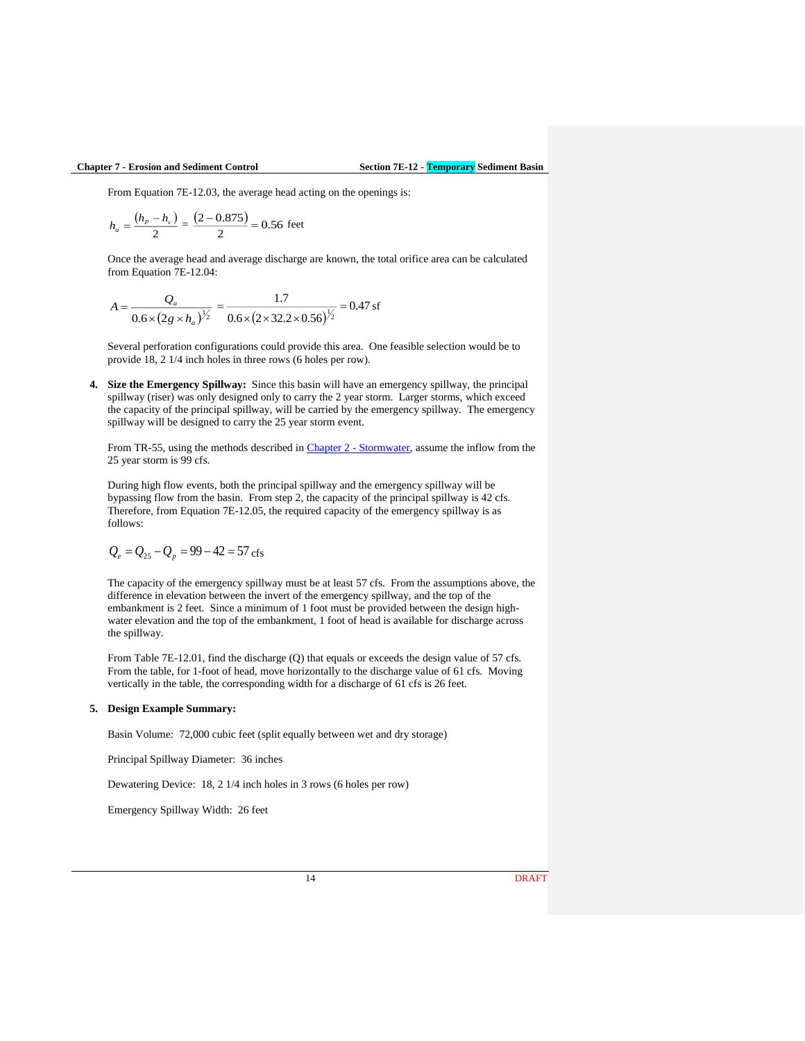From Equation 7E-12.03, the average head acting on the openings is:

$$h_a = \frac{(h_p - h_c)}{2} = \frac{(2 - 0.875)}{2} = 0.56 \text{ feet}$$

Once the average head and average discharge are known, the total orifice area can be calculated from Equation 7E-12.04:

$$A = \frac{Q_a}{0.6 \times (2g \times h_a)^{1/2}} = \frac{1.7}{0.6 \times (2 \times 32.2 \times 0.56)^{1/2}} = 0.47 \text{ sf}$$

Several perforation configurations could provide this area. One feasible selection would be to provide 18, 2 1/4 inch holes in three rows (6 holes per row).

4. **Size the Emergency Spillway:** Since this basin will have an emergency spillway, the principal spillway (riser) was only designed only to carry the 2 year storm. Larger storms, which exceed the capacity of the principal spillway, will be carried by the emergency spillway. The emergency spillway will be designed to carry the 25 year storm event.

   From TR-55, using the methods described in Chapter 2 - Stormwater, assume the inflow from the 25 year storm is 99 cfs.

   During high flow events, both the principal spillway and the emergency spillway will be bypassing flow from the basin. From step 2, the capacity of the principal spillway is 42 cfs. Therefore, from Equation 7E-12.05, the required capacity of the emergency spillway is as follows:

   $$Q_e = Q_{25} - Q_p = 99 - 42 = 57 \text{ cfs}$$

   The capacity of the emergency spillway must be at least 57 cfs. From the assumptions above, the difference in elevation between the invert of the emergency spillway, and the top of the embankment is 2 feet. Since a minimum of 1 foot must be provided between the design high-water elevation and the top of the embankment, 1 foot of head is available for discharge across the spillway.

   From Table 7E-12.01, find the discharge (Q) that equals or exceeds the design value of 57 cfs. From the table, for 1-foot of head, move horizontally to the discharge value of 61 cfs. Moving vertically in the table, the corresponding width for a discharge of 61 cfs is 26 feet.

5. **Design Example Summary:**

   Basin Volume: 72,000 cubic feet (split equally between wet and dry storage)

   Principal Spillway Diameter: 36 inches

   Dewatering Device: 18, 2 1/4 inch holes in 3 rows (6 holes per row)

   Emergency Spillway Width: 26 feet